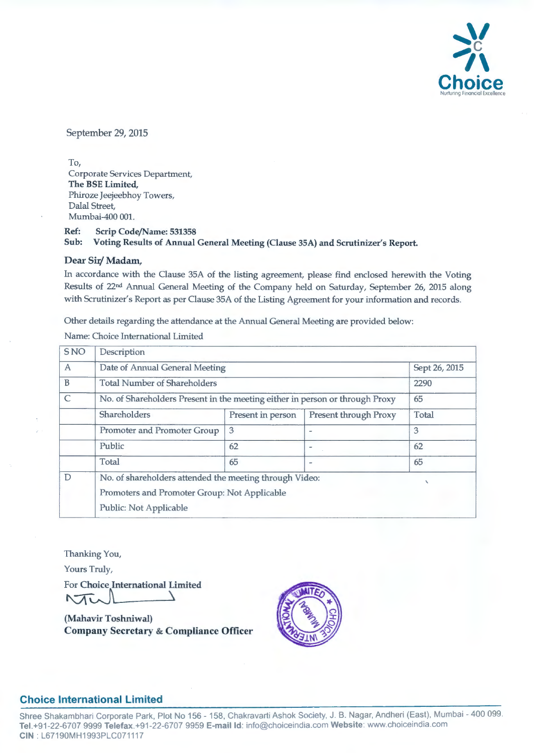September 29, 2015

To,
Corporate Services Department,
**The BSE Limited,**
Phiroze Jeejeebhoy Towers,
Dalal Street,
Mumbai-400 001.

**Ref: Scrip Code/Name: 531358**
**Sub: Voting Results of Annual General Meeting (Clause 35A) and Scrutinizer's Report.**

**Dear Sir/ Madam,**

In accordance with the Clause 35A of the listing agreement, please find enclosed herewith the Voting Results of 22nd Annual General Meeting of the Company held on Saturday, September 26, 2015 along with Scrutinizer's Report as per Clause 35A of the Listing Agreement for your information and records.

Other details regarding the attendance at the Annual General Meeting are provided below:

Name: Choice International Limited

| S NO | Description | | | |
|---|---|---|---|---|
| A | Date of Annual General Meeting | | | Sept 26, 2015 |
| B | Total Number of Shareholders | | | 2290 |
| C | No. of Shareholders Present in the meeting either in person or through Proxy | | | 65 |
| | Shareholders | Present in person | Present through Proxy | Total |
| | Promoter and Promoter Group | 3 | - | 3 |
| | Public | 62 | - | 62 |
| | Total | 65 | - | 65 |
| D | No. of shareholders attended the meeting through Video:<br>Promoters and Promoter Group: Not Applicable<br>Public: Not Applicable | | | |

Thanking You,

Yours Truly,

For **Choice International Limited**

**(Mahavir Toshniwal)**
**Company Secretary & Compliance Officer**

**Choice International Limited**
Shree Shakambhari Corporate Park, Plot No 156 - 158, Chakravarti Ashok Society, J. B. Nagar, Andheri (East), Mumbai - 400 099.
**Tel.**+91-22-6707 9999 **Telefax**.+91-22-6707 9959 **E-mail Id**: info@choiceindia.com **Website**: www.choiceindia.com
**CIN** : L67190MH1993PLC071117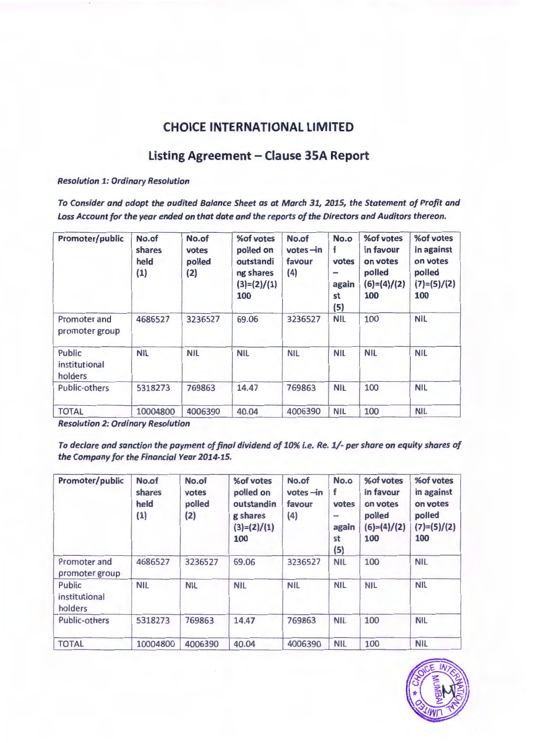# CHOICE INTERNATIONAL LIMITED

## Listing Agreement – Clause 35A Report

***Resolution 1: Ordinary Resolution***

***To Consider and adopt the audited Balance Sheet as at March 31, 2015, the Statement of Profit and Loss Account for the year ended on that date and the reports of the Directors and Auditors thereon.***

| Promoter/public | No.of shares held (1) | No.of votes polled (2) | %of votes polled on outstanding shares (3)=(2)/(1) 100 | No.of votes –in favour (4) | No.of votes – against (5) | %of votes in favour on votes polled (6)=(4)/(2) 100 | %of votes in against on votes polled (7)=(5)/(2) 100 |
|---|---|---|---|---|---|---|---|
| Promoter and promoter group | 4686527 | 3236527 | 69.06 | 3236527 | NIL | 100 | NIL |
| Public institutional holders | NIL | NIL | NIL | NIL | NIL | NIL | NIL |
| Public-others | 5318273 | 769863 | 14.47 | 769863 | NIL | 100 | NIL |
| TOTAL | 10004800 | 4006390 | 40.04 | 4006390 | NIL | 100 | NIL |

***Resolution 2: Ordinary Resolution***

***To declare and sanction the payment of final dividend of 10% i.e. Re. 1/- per share on equity shares of the Company for the Financial Year 2014-15.***

| Promoter/public | No.of shares held (1) | No.of votes polled (2) | %of votes polled on outstanding shares (3)=(2)/(1) 100 | No.of votes –in favour (4) | No.of votes – against (5) | %of votes in favour on votes polled (6)=(4)/(2) 100 | %of votes in against on votes polled (7)=(5)/(2) 100 |
|---|---|---|---|---|---|---|---|
| Promoter and promoter group | 4686527 | 3236527 | 69.06 | 3236527 | NIL | 100 | NIL |
| Public institutional holders | NIL | NIL | NIL | NIL | NIL | NIL | NIL |
| Public-others | 5318273 | 769863 | 14.47 | 769863 | NIL | 100 | NIL |
| TOTAL | 10004800 | 4006390 | 40.04 | 4006390 | NIL | 100 | NIL |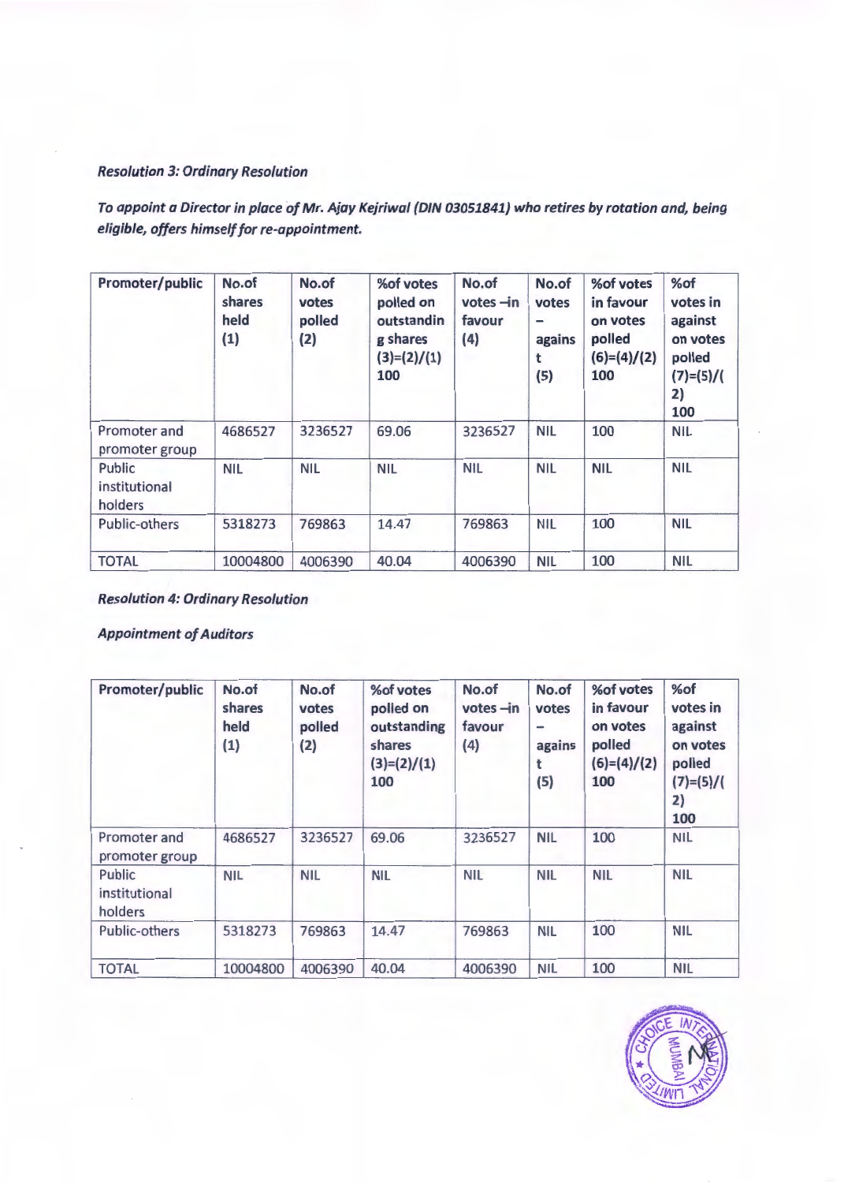*Resolution 3: Ordinary Resolution*

*To appoint a Director in place of Mr. Ajay Kejriwal (DIN 03051841) who retires by rotation and, being eligible, offers himself for re-appointment.*

| Promoter/public | No.of shares held (1) | No.of votes polled (2) | %of votes polled on outstanding shares (3)=(2)/(1) 100 | No.of votes –in favour (4) | No.of votes – against (5) | %of votes in favour on votes polled (6)=(4)/(2) 100 | %of votes in against on votes polled (7)=(5)/(2) 100 |
|---|---|---|---|---|---|---|---|
| Promoter and promoter group | 4686527 | 3236527 | 69.06 | 3236527 | NIL | 100 | NIL |
| Public institutional holders | NIL | NIL | NIL | NIL | NIL | NIL | NIL |
| Public-others | 5318273 | 769863 | 14.47 | 769863 | NIL | 100 | NIL |
| TOTAL | 10004800 | 4006390 | 40.04 | 4006390 | NIL | 100 | NIL |

*Resolution 4: Ordinary Resolution*

*Appointment of Auditors*

| Promoter/public | No.of shares held (1) | No.of votes polled (2) | %of votes polled on outstanding shares (3)=(2)/(1) 100 | No.of votes –in favour (4) | No.of votes – against (5) | %of votes in favour on votes polled (6)=(4)/(2) 100 | %of votes in against on votes polled (7)=(5)/(2) 100 |
|---|---|---|---|---|---|---|---|
| Promoter and promoter group | 4686527 | 3236527 | 69.06 | 3236527 | NIL | 100 | NIL |
| Public institutional holders | NIL | NIL | NIL | NIL | NIL | NIL | NIL |
| Public-others | 5318273 | 769863 | 14.47 | 769863 | NIL | 100 | NIL |
| TOTAL | 10004800 | 4006390 | 40.04 | 4006390 | NIL | 100 | NIL |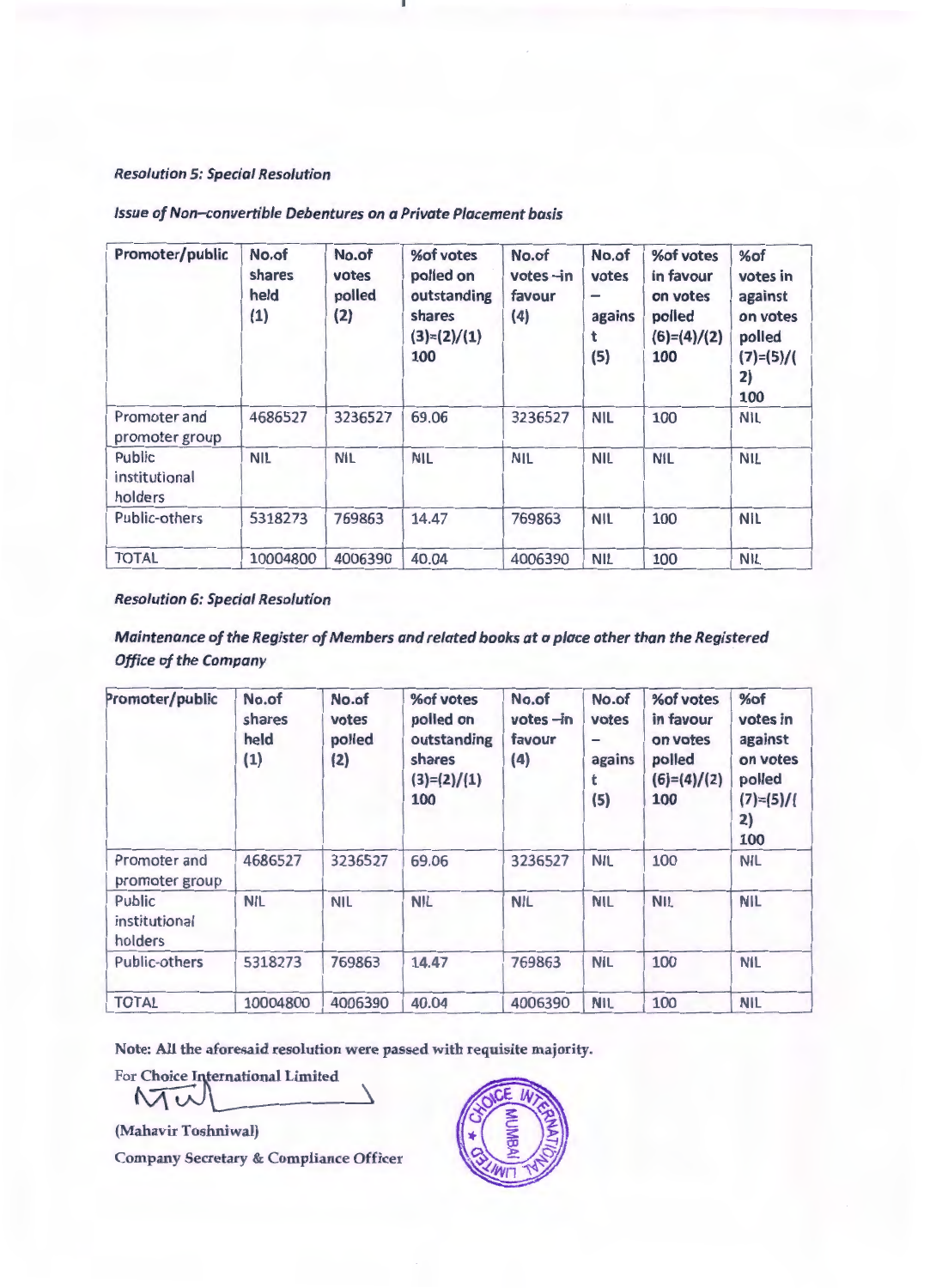*Resolution 5: Special Resolution*

*Issue of Non–convertible Debentures on a Private Placement basis*

| Promoter/public | No.of shares held (1) | No.of votes polled (2) | %of votes polled on outstanding shares (3)=(2)/(1) 100 | No.of votes –in favour (4) | No.of votes – against (5) | %of votes in favour on votes polled (6)=(4)/(2) 100 | %of votes in against on votes polled (7)=(5)/(2) 100 |
|---|---|---|---|---|---|---|---|
| Promoter and promoter group | 4686527 | 3236527 | 69.06 | 3236527 | NIL | 100 | NIL |
| Public institutional holders | NIL | NIL | NIL | NIL | NIL | NIL | NIL |
| Public-others | 5318273 | 769863 | 14.47 | 769863 | NIL | 100 | NIL |
| TOTAL | 10004800 | 4006390 | 40.04 | 4006390 | NIL | 100 | NIL |

*Resolution 6: Special Resolution*

***Maintenance of the Register of Members and related books at a place other than the Registered Office of the Company***

| Promoter/public | No.of shares held (1) | No.of votes polled (2) | %of votes polled on outstanding shares (3)=(2)/(1) 100 | No.of votes –in favour (4) | No.of votes – against (5) | %of votes in favour on votes polled (6)=(4)/(2) 100 | %of votes in against on votes polled (7)=(5)/(2) 100 |
|---|---|---|---|---|---|---|---|
| Promoter and promoter group | 4686527 | 3236527 | 69.06 | 3236527 | NIL | 100 | NIL |
| Public institutional holders | NIL | NIL | NIL | NIL | NIL | NIL | NIL |
| Public-others | 5318273 | 769863 | 14.47 | 769863 | NIL | 100 | NIL |
| TOTAL | 10004800 | 4006390 | 40.04 | 4006390 | NIL | 100 | NIL |

**Note: All the aforesaid resolution were passed with requisite majority.**

For Choice International Limited

**(Mahavir Toshniwal)**

**Company Secretary & Compliance Officer**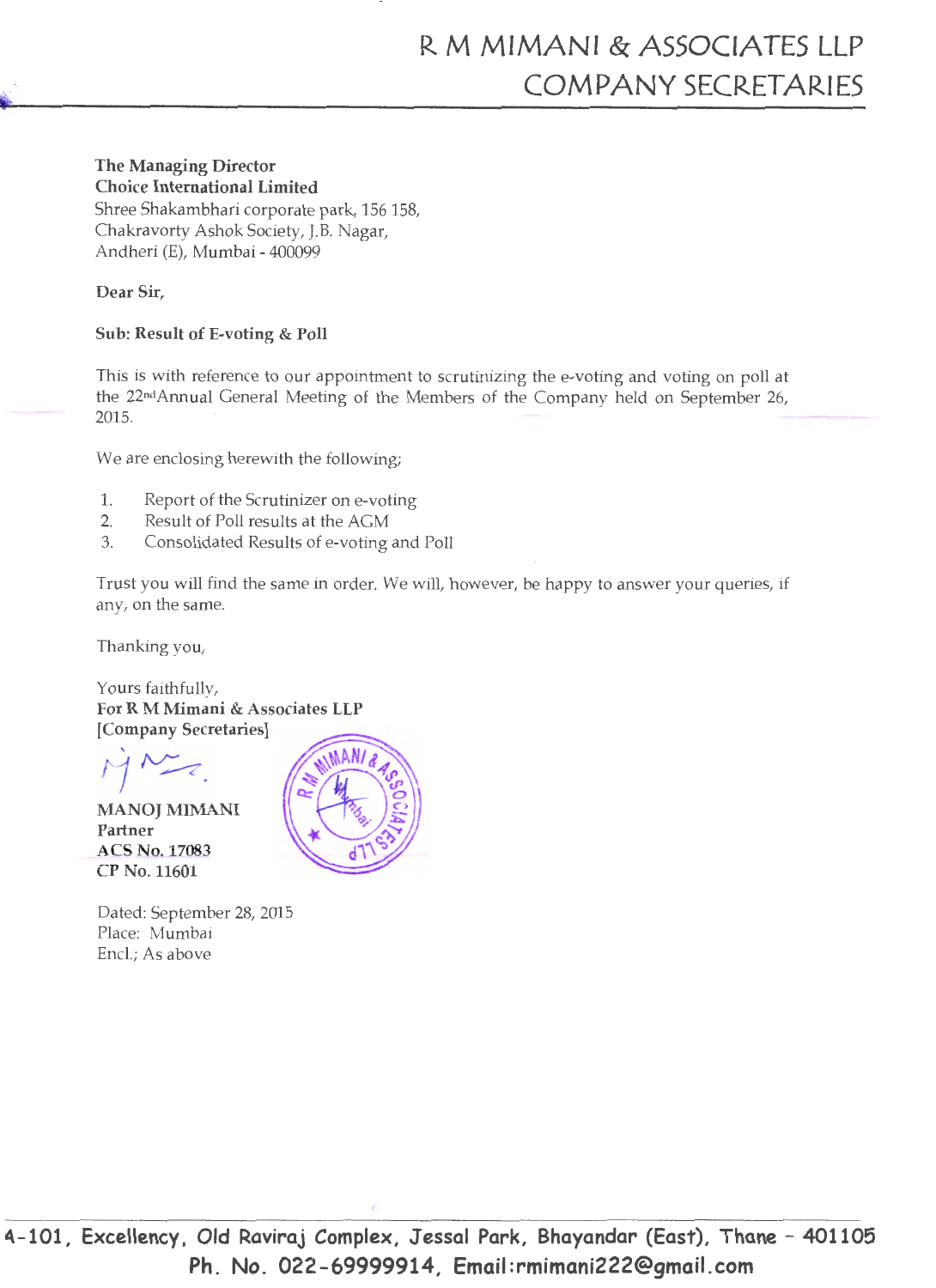# R M MIMANI & ASSOCIATES LLP
## COMPANY SECRETARIES

**The Managing Director**
**Choice International Limited**
Shree Shakambhari corporate park, 156 158,
Chakravorty Ashok Society, J.B. Nagar,
Andheri (E), Mumbai - 400099

**Dear Sir,**

**Sub: Result of E-voting & Poll**

This is with reference to our appointment to scrutinizing the e-voting and voting on poll at the 22nd Annual General Meeting of the Members of the Company held on September 26, 2015.

We are enclosing herewith the following;

1. Report of the Scrutinizer on e-voting
2. Result of Poll results at the AGM
3. Consolidated Results of e-voting and Poll

Trust you will find the same in order. We will, however, be happy to answer your queries, if any, on the same.

Thanking you,

Yours faithfully,
**For R M Mimani & Associates LLP**
**[Company Secretaries]**

**MANOJ MIMANI**
**Partner**
**ACS No. 17083**
**CP No. 11601**

Dated: September 28, 2015
Place: Mumbai
Encl.; As above

4-101, Excellency, Old Raviraj Complex, Jessal Park, Bhayandar (East), Thane - 401105
Ph. No. 022-69999914, Email:rmimani222@gmail.com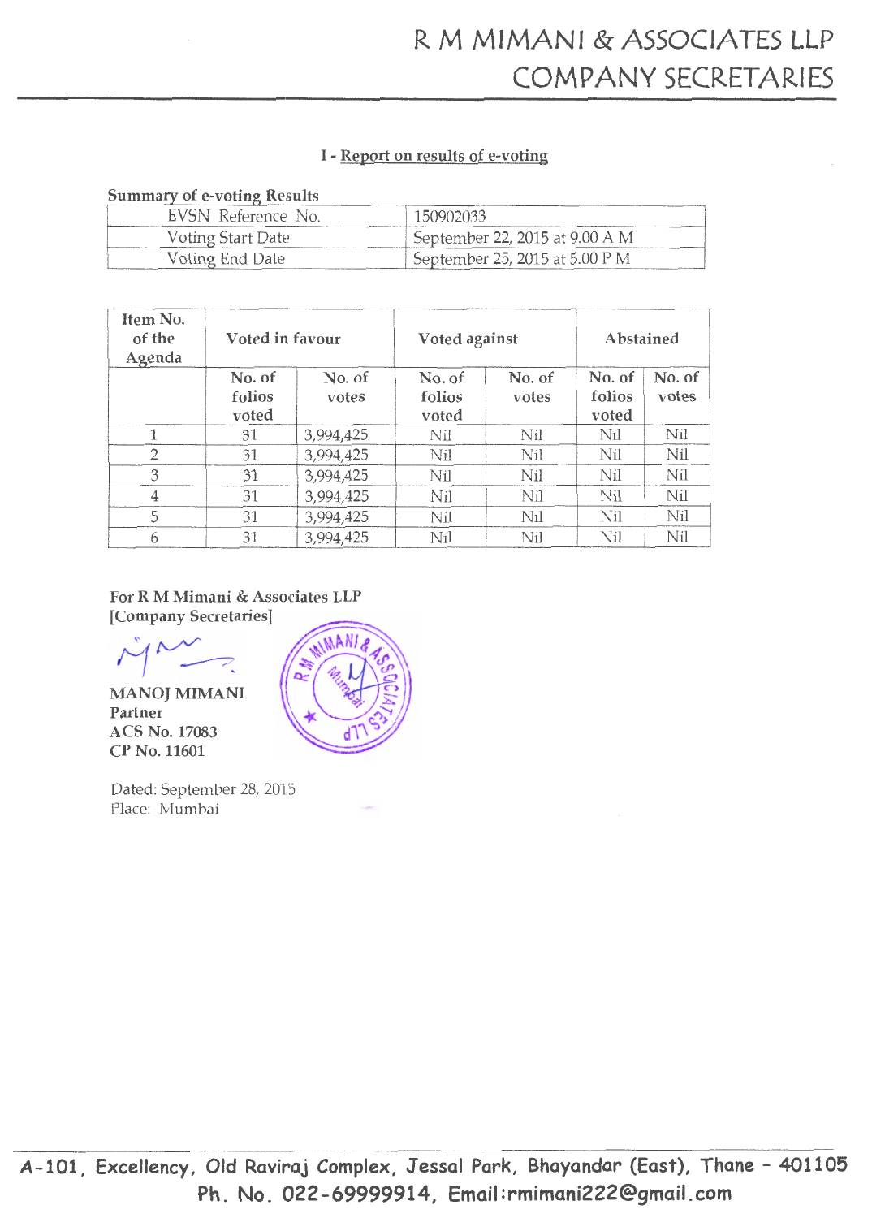# R M MIMANI & ASSOCIATES LLP
# COMPANY SECRETARIES

## I - Report on results of e-voting

**Summary of e-voting Results**

| | |
|---|---|
| EVSN Reference No. | 150902033 |
| Voting Start Date | September 22, 2015 at 9.00 A M |
| Voting End Date | September 25, 2015 at 5.00 P M |

| Item No. of the Agenda | Voted in favour | | Voted against | | Abstained | |
|---|---|---|---|---|---|---|
| | No. of folios voted | No. of votes | No. of folios voted | No. of votes | No. of folios voted | No. of votes |
| 1 | 31 | 3,994,425 | Nil | Nil | Nil | Nil |
| 2 | 31 | 3,994,425 | Nil | Nil | Nil | Nil |
| 3 | 31 | 3,994,425 | Nil | Nil | Nil | Nil |
| 4 | 31 | 3,994,425 | Nil | Nil | Nil | Nil |
| 5 | 31 | 3,994,425 | Nil | Nil | Nil | Nil |
| 6 | 31 | 3,994,425 | Nil | Nil | Nil | Nil |

**For R M Mimani & Associates LLP**
**[Company Secretaries]**

**MANOJ MIMANI**
**Partner**
**ACS No. 17083**
**CP No. 11601**

Dated: September 28, 2015
Place: Mumbai

A-101, Excellency, Old Raviraj Complex, Jessal Park, Bhayandar (East), Thane - 401105
Ph. No. 022-69999914, Email:rmimani222@gmail.com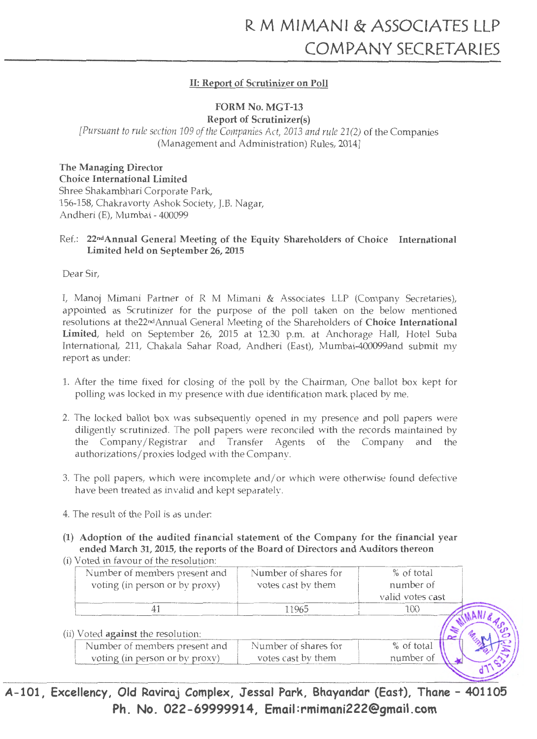## II: Report of Scrutinizer on Poll

### FORM No. MGT-13
### Report of Scrutinizer(s)

*[Pursuant to rule section 109 of the Companies Act, 2013 and rule 21(2)* of the Companies (Management and Administration) Rules, 2014]

**The Managing Director**
**Choice International Limited**
Shree Shakambhari Corporate Park,
156-158, Chakravorty Ashok Society, J.B. Nagar,
Andheri (E), Mumbai - 400099

Ref.: **22nd Annual General Meeting of the Equity Shareholders of Choice International Limited held on September 26, 2015**

Dear Sir,

I, Manoj Mimani Partner of R M Mimani & Associates LLP (Company Secretaries), appointed as Scrutinizer for the purpose of the poll taken on the below mentioned resolutions at the22nd Annual General Meeting of the Shareholders of **Choice International Limited**, held on September 26, 2015 at 12.30 p.m. at Anchorage Hall, Hotel Suba International, 211, Chakala Sahar Road, Andheri (East), Mumbai-400099and submit my report as under:

1. After the time fixed for closing of the poll by the Chairman, One ballot box kept for polling was locked in my presence with due identification mark placed by me.
2. The locked ballot box was subsequently opened in my presence and poll papers were diligently scrutinized. The poll papers were reconciled with the records maintained by the Company/Registrar and Transfer Agents of the Company and the authorizations/proxies lodged with the Company.
3. The poll papers, which were incomplete and/or which were otherwise found defective have been treated as invalid and kept separately.
4. The result of the Poll is as under:

**(1) Adoption of the audited financial statement of the Company for the financial year ended March 31, 2015, the reports of the Board of Directors and Auditors thereon**

(i) Voted in favour of the resolution:

| Number of members present and voting (in person or by proxy) | Number of shares for votes cast by them | % of total number of valid votes cast |
|---|---|---|
| 41 | 11965 | 100 |

(ii) Voted **against** the resolution:

| Number of members present and voting (in person or by proxy) | Number of shares for votes cast by them | % of total number of |
|---|---|---|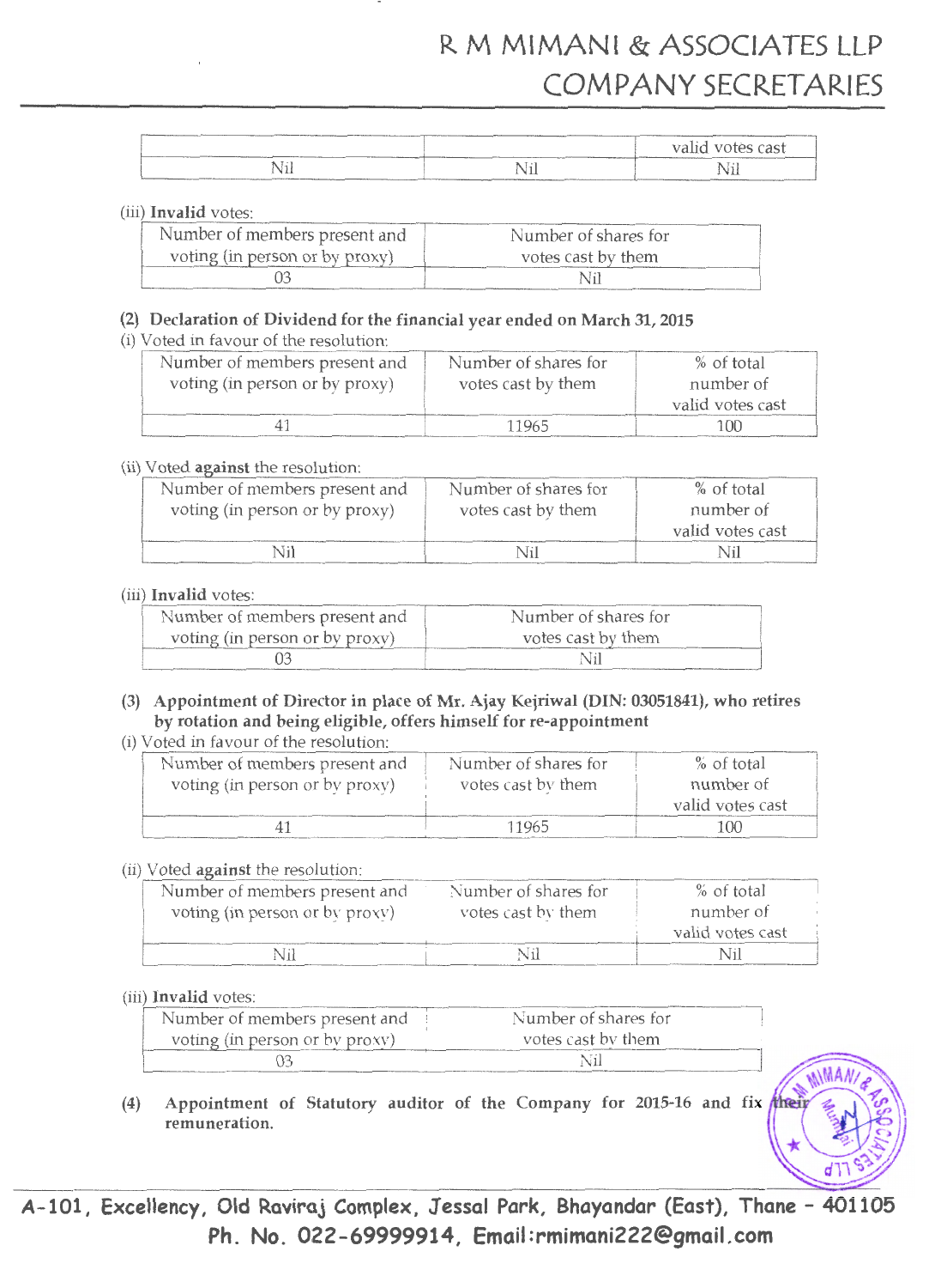| | | valid votes cast |
|---|---|---|
| Nil | Nil | Nil |

(iii) **Invalid** votes:

| Number of members present and voting (in person or by proxy) | Number of shares for votes cast by them |
|---|---|
| 03 | Nil |

**(2) Declaration of Dividend for the financial year ended on March 31, 2015**

(i) Voted in favour of the resolution:

| Number of members present and voting (in person or by proxy) | Number of shares for votes cast by them | % of total number of valid votes cast |
|---|---|---|
| 41 | 11965 | 100 |

(ii) Voted **against** the resolution:

| Number of members present and voting (in person or by proxy) | Number of shares for votes cast by them | % of total number of valid votes cast |
|---|---|---|
| Nil | Nil | Nil |

(iii) **Invalid** votes:

| Number of members present and voting (in person or by proxy) | Number of shares for votes cast by them |
|---|---|
| 03 | Nil |

**(3) Appointment of Director in place of Mr. Ajay Kejriwal (DIN: 03051841), who retires by rotation and being eligible, offers himself for re-appointment**

(i) Voted in favour of the resolution:

| Number of members present and voting (in person or by proxy) | Number of shares for votes cast by them | % of total number of valid votes cast |
|---|---|---|
| 41 | 11965 | 100 |

(ii) Voted **against** the resolution:

| Number of members present and voting (in person or by proxy) | Number of shares for votes cast by them | % of total number of valid votes cast |
|---|---|---|
| Nil | Nil | Nil |

(iii) **Invalid** votes:

| Number of members present and voting (in person or by proxy) | Number of shares for votes cast by them |
|---|---|
| 03 | Nil |

**(4) Appointment of Statutory auditor of the Company for 2015-16 and fix their remuneration.**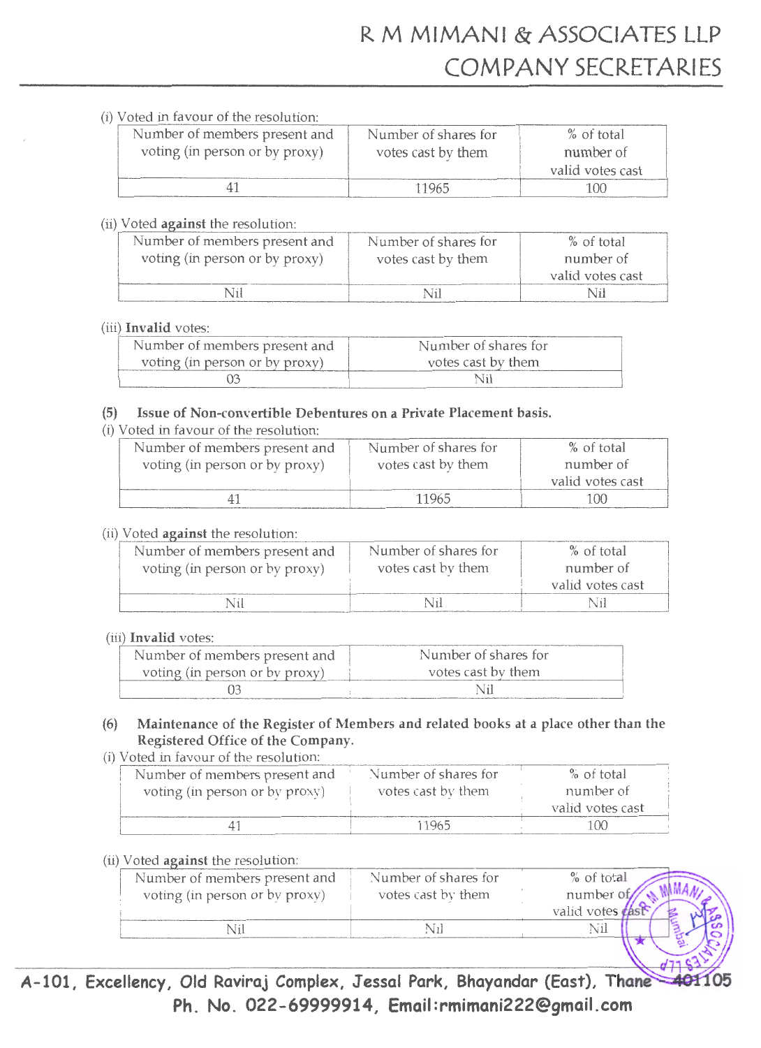(i) Voted in favour of the resolution:

| Number of members present and voting (in person or by proxy) | Number of shares for votes cast by them | % of total number of valid votes cast |
|---|---|---|
| 41 | 11965 | 100 |

(ii) Voted **against** the resolution:

| Number of members present and voting (in person or by proxy) | Number of shares for votes cast by them | % of total number of valid votes cast |
|---|---|---|
| Nil | Nil | Nil |

(iii) **Invalid** votes:

| Number of members present and voting (in person or by proxy) | Number of shares for votes cast by them |
|---|---|
| 03 | Nil |

**(5) Issue of Non-convertible Debentures on a Private Placement basis.**

(i) Voted in favour of the resolution:

| Number of members present and voting (in person or by proxy) | Number of shares for votes cast by them | % of total number of valid votes cast |
|---|---|---|
| 41 | 11965 | 100 |

(ii) Voted **against** the resolution:

| Number of members present and voting (in person or by proxy) | Number of shares for votes cast by them | % of total number of valid votes cast |
|---|---|---|
| Nil | Nil | Nil |

(iii) **Invalid** votes:

| Number of members present and voting (in person or by proxy) | Number of shares for votes cast by them |
|---|---|
| 03 | Nil |

**(6) Maintenance of the Register of Members and related books at a place other than the Registered Office of the Company.**

(i) Voted in favour of the resolution:

| Number of members present and voting (in person or by proxy) | Number of shares for votes cast by them | % of total number of valid votes cast |
|---|---|---|
| 41 | 11965 | 100 |

(ii) Voted **against** the resolution:

| Number of members present and voting (in person or by proxy) | Number of shares for votes cast by them | % of total number of valid votes cast |
|---|---|---|
| Nil | Nil | Nil |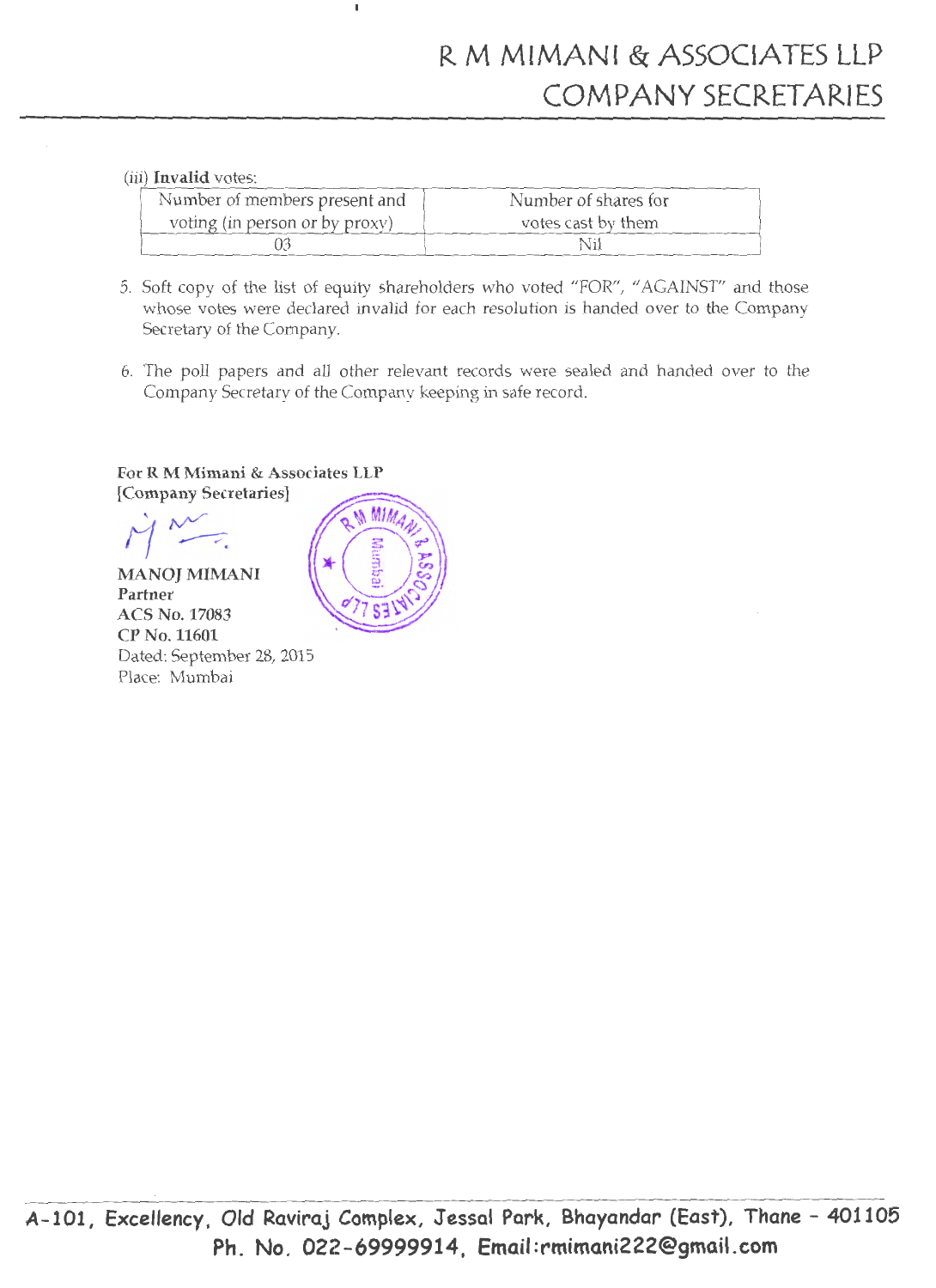(iii) **Invalid** votes:

| Number of members present and voting (in person or by proxy) | Number of shares for votes cast by them |
|---|---|
| 03 | Nil |

5. Soft copy of the list of equity shareholders who voted "FOR", "AGAINST" and those whose votes were declared invalid for each resolution is handed over to the Company Secretary of the Company.

6. The poll papers and all other relevant records were sealed and handed over to the Company Secretary of the Company keeping in safe record.

**For R M Mimani & Associates LLP**
**[Company Secretaries]**

**MANOJ MIMANI**
**Partner**
**ACS No. 17083**
**CP No. 11601**
Dated: September 28, 2015
Place: Mumbai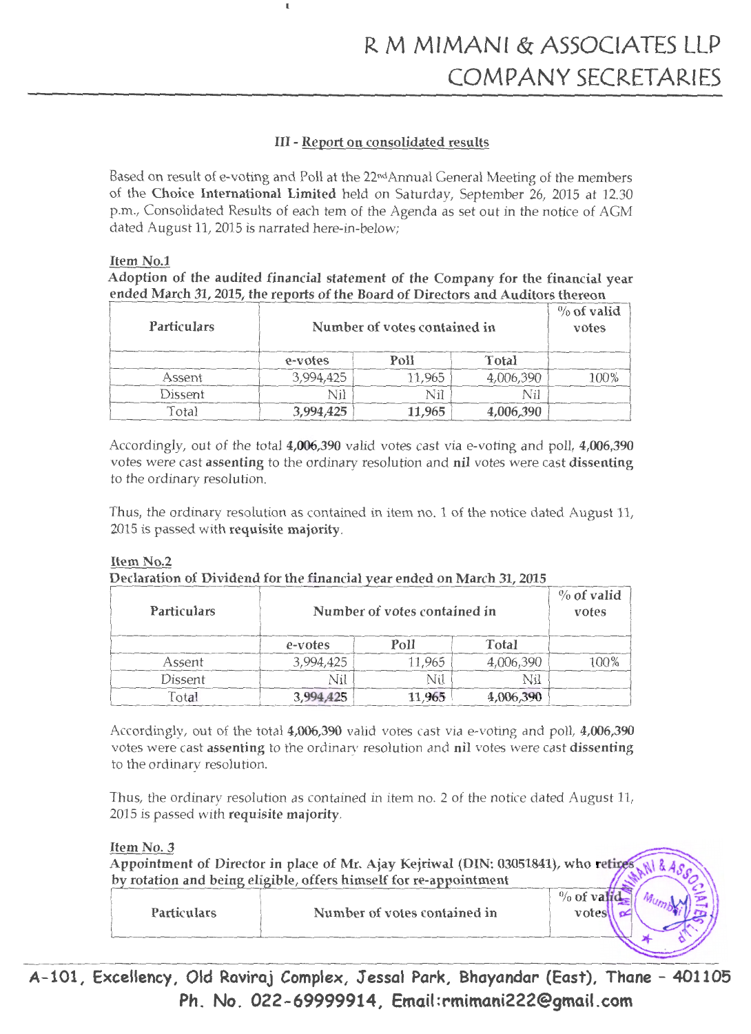### III - Report on consolidated results

Based on result of e-voting and Poll at the 22nd Annual General Meeting of the members of the **Choice International Limited** held on Saturday, September 26, 2015 at 12.30 p.m., Consolidated Results of each tem of the Agenda as set out in the notice of AGM dated August 11, 2015 is narrated here-in-below;

**Item No.1**

**Adoption of the audited financial statement of the Company for the financial year ended March 31, 2015, the reports of the Board of Directors and Auditors thereon**

| Particulars | Number of votes contained in | | | % of valid votes |
|---|---|---|---|---|
| | e-votes | Poll | Total | |
| Assent | 3,994,425 | 11,965 | 4,006,390 | 100% |
| Dissent | Nil | Nil | Nil | |
| Total | **3,994,425** | **11,965** | **4,006,390** | |

Accordingly, out of the total **4,006,390** valid votes cast via e-voting and poll, **4,006,390** votes were cast **assenting** to the ordinary resolution and **nil** votes were cast **dissenting** to the ordinary resolution.

Thus, the ordinary resolution as contained in item no. 1 of the notice dated August 11, 2015 is passed with **requisite majority**.

**Item No.2**

**Declaration of Dividend for the financial year ended on March 31, 2015**

| Particulars | Number of votes contained in | | | % of valid votes |
|---|---|---|---|---|
| | e-votes | Poll | Total | |
| Assent | 3,994,425 | 11,965 | 4,006,390 | 100% |
| Dissent | Nil | Nil | Nil | |
| Total | **3,994,425** | **11,965** | **4,006,390** | |

Accordingly, out of the total **4,006,390** valid votes cast via e-voting and poll, **4,006,390** votes were cast **assenting** to the ordinary resolution and **nil** votes were cast **dissenting** to the ordinary resolution.

Thus, the ordinary resolution as contained in item no. 2 of the notice dated August 11, 2015 is passed with **requisite majority**.

**Item No. 3**

**Appointment of Director in place of Mr. Ajay Kejriwal (DIN: 03051841), who retires by rotation and being eligible, offers himself for re-appointment**

| Particulars | Number of votes contained in | % of valid votes |
|---|---|---|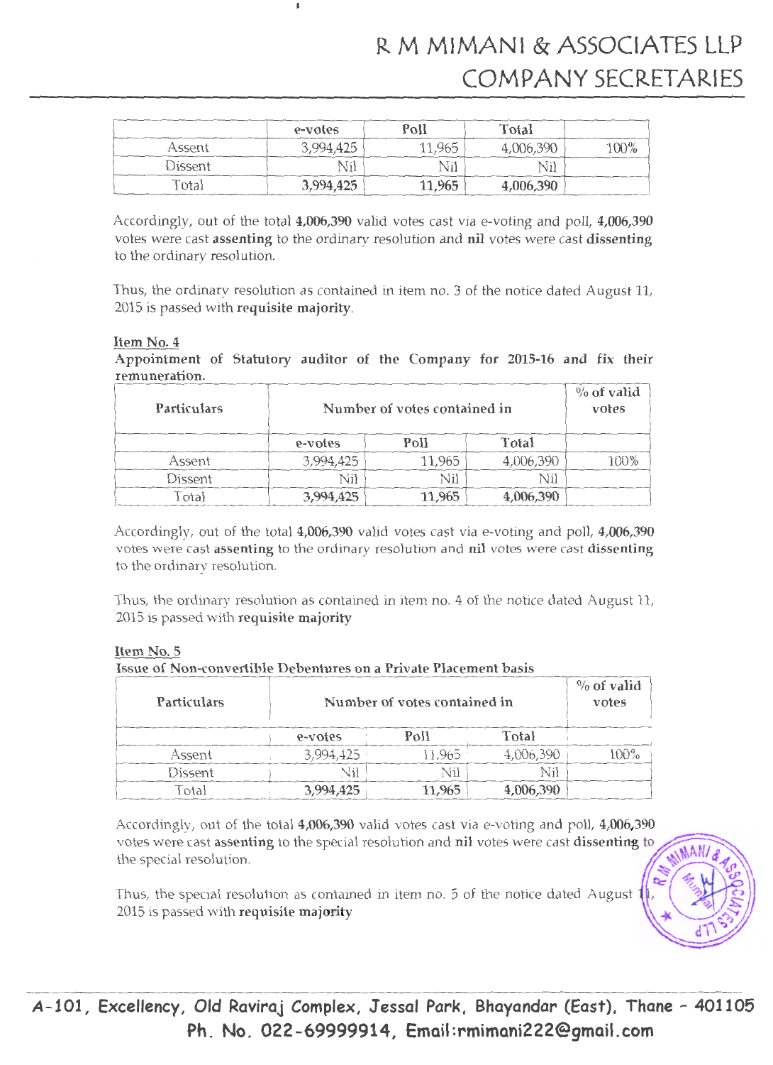| | e-votes | Poll | Total | |
|---|---|---|---|---|
| Assent | 3,994,425 | 11,965 | 4,006,390 | 100% |
| Dissent | Nil | Nil | Nil | |
| Total | **3,994,425** | **11,965** | **4,006,390** | |

Accordingly, out of the total **4,006,390** valid votes cast via e-voting and poll, **4,006,390** votes were cast **assenting** to the ordinary resolution and **nil** votes were cast **dissenting** to the ordinary resolution.

Thus, the ordinary resolution as contained in item no. 3 of the notice dated August 11, 2015 is passed with **requisite majority**.

**Item No. 4**

**Appointment of Statutory auditor of the Company for 2015-16 and fix their remuneration.**

| Particulars | Number of votes contained in | | | % of valid votes |
|---|---|---|---|---|
| | e-votes | Poll | Total | |
| Assent | 3,994,425 | 11,965 | 4,006,390 | 100% |
| Dissent | Nil | Nil | Nil | |
| Total | **3,994,425** | **11,965** | **4,006,390** | |

Accordingly, out of the total **4,006,390** valid votes cast via e-voting and poll, **4,006,390** votes were cast **assenting** to the ordinary resolution and **nil** votes were cast **dissenting** to the ordinary resolution.

Thus, the ordinary resolution as contained in item no. 4 of the notice dated August 11, 2015 is passed with **requisite majority**

**Item No. 5**

**Issue of Non-convertible Debentures on a Private Placement basis**

| Particulars | Number of votes contained in | | | % of valid votes |
|---|---|---|---|---|
| | e-votes | Poll | Total | |
| Assent | 3,994,425 | 11,965 | 4,006,390 | 100% |
| Dissent | Nil | Nil | Nil | |
| Total | **3,994,425** | **11,965** | **4,006,390** | |

Accordingly, out of the total **4,006,390** valid votes cast via e-voting and poll, **4,006,390** votes were cast **assenting** to the special resolution and **nil** votes were cast **dissenting** to the special resolution.

Thus, the special resolution as contained in item no. 5 of the notice dated August 11, 2015 is passed with **requisite majority**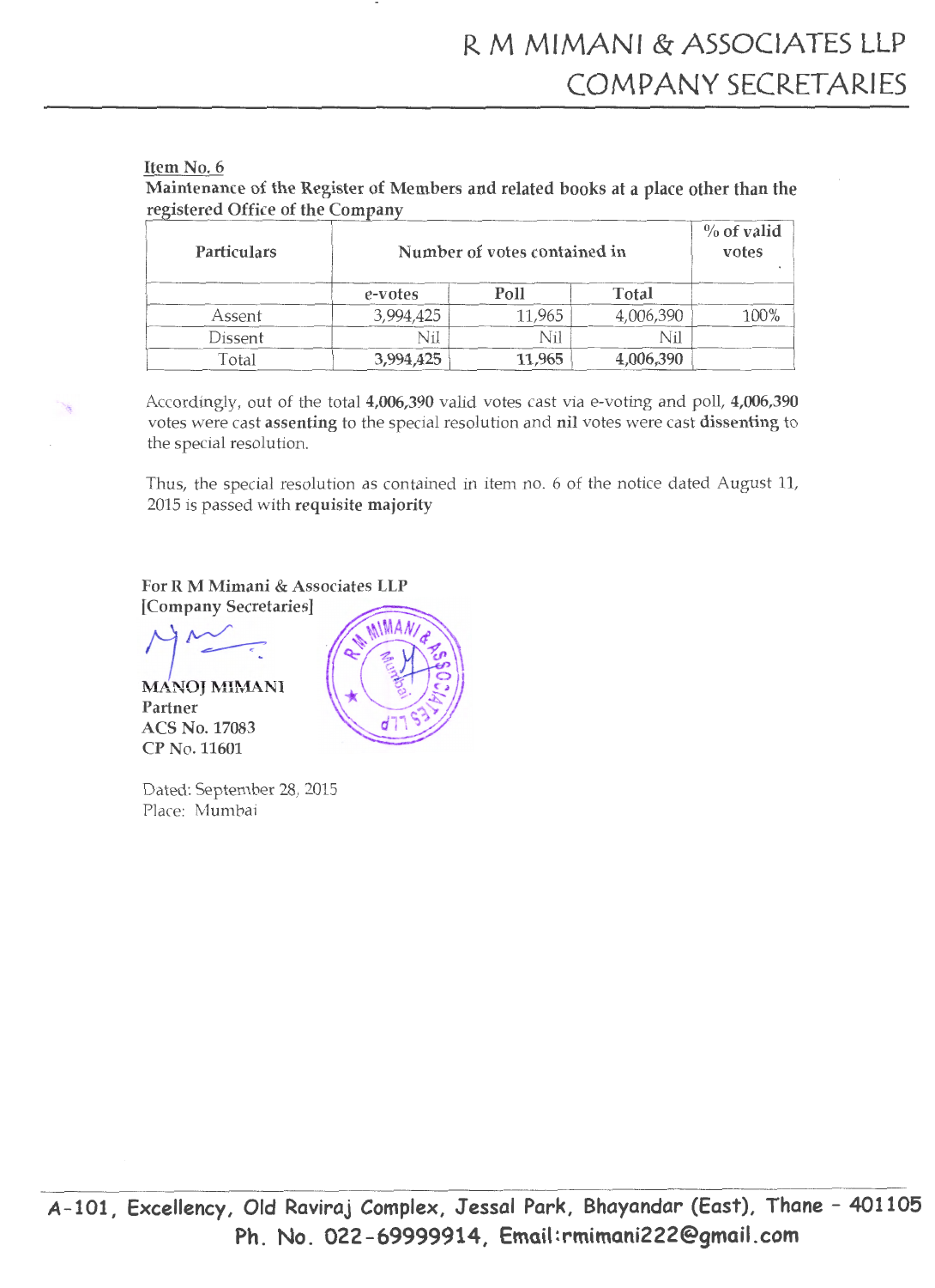**Item No. 6**

**Maintenance of the Register of Members and related books at a place other than the registered Office of the Company**

| Particulars | Number of votes contained in | | | % of valid votes |
|---|---|---|---|---|
| | e-votes | Poll | Total | |
| Assent | 3,994,425 | 11,965 | 4,006,390 | 100% |
| Dissent | Nil | Nil | Nil | |
| Total | **3,994,425** | **11,965** | **4,006,390** | |

Accordingly, out of the total **4,006,390** valid votes cast via e-voting and poll, **4,006,390** votes were cast **assenting** to the special resolution and **nil** votes were cast **dissenting** to the special resolution.

Thus, the special resolution as contained in item no. 6 of the notice dated August 11, 2015 is passed with **requisite majority**

**For R M Mimani & Associates LLP**
**[Company Secretaries]**

**MANOJ MIMANI**
**Partner**
**ACS No. 17083**
**CP No. 11601**

Dated: September 28, 2015
Place: Mumbai